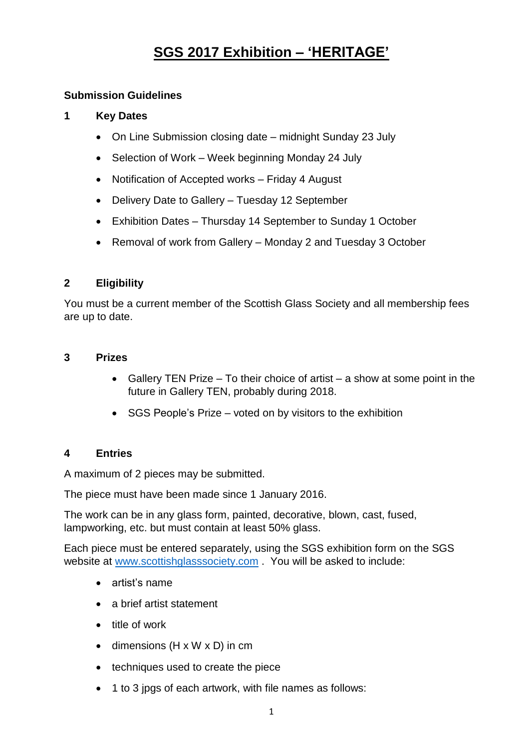# SGS 2017 Exhibition – 'HERITAGE'

**Submission Guidelines**

## 1 Key Dates

- On Line Submission closing date – midnight Sunday 23 July
- Selection of Work – Week beginning Monday 24 July
- Notification of Accepted works – Friday 4 August
- Delivery Date to Gallery – Tuesday 12 September
- Exhibition Dates – Thursday 14 September to Sunday 1 October
- Removal of work from Gallery – Monday 2 and Tuesday 3 October

## 2 Eligibility

You must be a current member of the Scottish Glass Society and all membership fees are up to date.

## 3 Prizes

- Gallery TEN Prize – To their choice of artist – a show at some point in the future in Gallery TEN, probably during 2018.
- SGS People's Prize – voted on by visitors to the exhibition

## 4 Entries

A maximum of 2 pieces may be submitted.

The piece must have been made since 1 January 2016.

The work can be in any glass form, painted, decorative, blown, cast, fused, lampworking, etc. but must contain at least 50% glass.

Each piece must be entered separately, using the SGS exhibition form on the SGS website at www.scottishglasssociety.com . You will be asked to include:

- artist's name
- a brief artist statement
- title of work
- dimensions (H x W x D) in cm
- techniques used to create the piece
- 1 to 3 jpgs of each artwork, with file names as follows: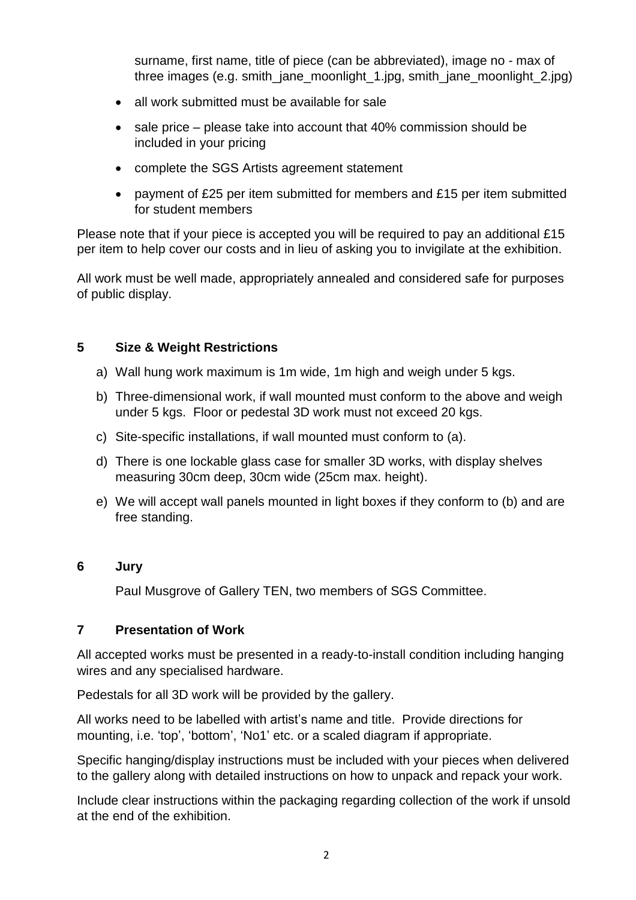surname, first name, title of piece (can be abbreviated), image no - max of three images (e.g. smith_jane_moonlight_1.jpg, smith_jane_moonlight_2.jpg)

- all work submitted must be available for sale
- sale price – please take into account that 40% commission should be included in your pricing
- complete the SGS Artists agreement statement
- payment of £25 per item submitted for members and £15 per item submitted for student members

Please note that if your piece is accepted you will be required to pay an additional £15 per item to help cover our costs and in lieu of asking you to invigilate at the exhibition.

All work must be well made, appropriately annealed and considered safe for purposes of public display.

## 5 Size & Weight Restrictions

a) Wall hung work maximum is 1m wide, 1m high and weigh under 5 kgs.

b) Three-dimensional work, if wall mounted must conform to the above and weigh under 5 kgs. Floor or pedestal 3D work must not exceed 20 kgs.

c) Site-specific installations, if wall mounted must conform to (a).

d) There is one lockable glass case for smaller 3D works, with display shelves measuring 30cm deep, 30cm wide (25cm max. height).

e) We will accept wall panels mounted in light boxes if they conform to (b) and are free standing.

## 6 Jury

Paul Musgrove of Gallery TEN, two members of SGS Committee.

## 7 Presentation of Work

All accepted works must be presented in a ready-to-install condition including hanging wires and any specialised hardware.

Pedestals for all 3D work will be provided by the gallery.

All works need to be labelled with artist's name and title. Provide directions for mounting, i.e. 'top', 'bottom', 'No1' etc. or a scaled diagram if appropriate.

Specific hanging/display instructions must be included with your pieces when delivered to the gallery along with detailed instructions on how to unpack and repack your work.

Include clear instructions within the packaging regarding collection of the work if unsold at the end of the exhibition.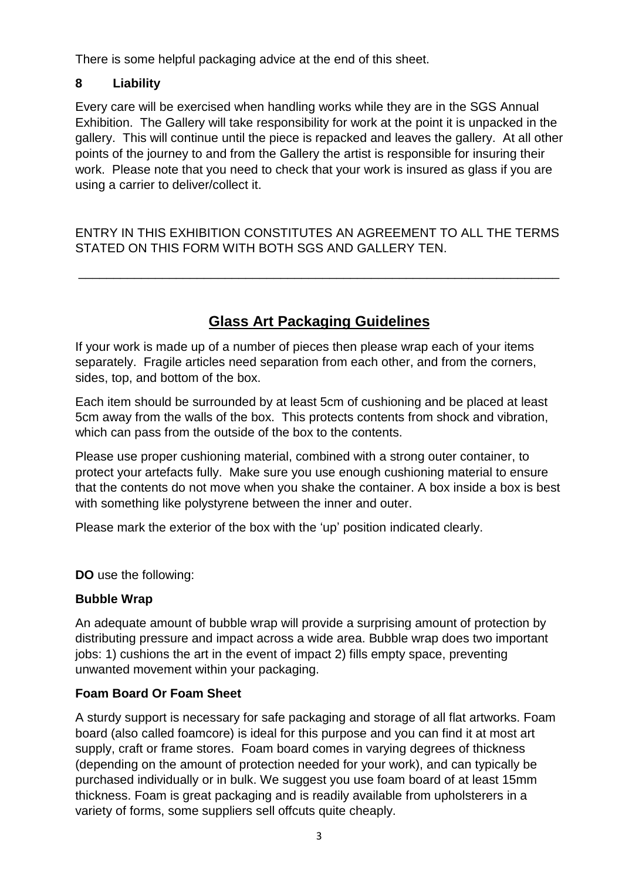There is some helpful packaging advice at the end of this sheet.

## 8 Liability

Every care will be exercised when handling works while they are in the SGS Annual Exhibition. The Gallery will take responsibility for work at the point it is unpacked in the gallery. This will continue until the piece is repacked and leaves the gallery. At all other points of the journey to and from the Gallery the artist is responsible for insuring their work. Please note that you need to check that your work is insured as glass if you are using a carrier to deliver/collect it.

ENTRY IN THIS EXHIBITION CONSTITUTES AN AGREEMENT TO ALL THE TERMS STATED ON THIS FORM WITH BOTH SGS AND GALLERY TEN.

---

# Glass Art Packaging Guidelines

If your work is made up of a number of pieces then please wrap each of your items separately. Fragile articles need separation from each other, and from the corners, sides, top, and bottom of the box.

Each item should be surrounded by at least 5cm of cushioning and be placed at least 5cm away from the walls of the box. This protects contents from shock and vibration, which can pass from the outside of the box to the contents.

Please use proper cushioning material, combined with a strong outer container, to protect your artefacts fully. Make sure you use enough cushioning material to ensure that the contents do not move when you shake the container. A box inside a box is best with something like polystyrene between the inner and outer.

Please mark the exterior of the box with the 'up' position indicated clearly.

**DO** use the following:

### Bubble Wrap

An adequate amount of bubble wrap will provide a surprising amount of protection by distributing pressure and impact across a wide area. Bubble wrap does two important jobs: 1) cushions the art in the event of impact 2) fills empty space, preventing unwanted movement within your packaging.

### Foam Board Or Foam Sheet

A sturdy support is necessary for safe packaging and storage of all flat artworks. Foam board (also called foamcore) is ideal for this purpose and you can find it at most art supply, craft or frame stores. Foam board comes in varying degrees of thickness (depending on the amount of protection needed for your work), and can typically be purchased individually or in bulk. We suggest you use foam board of at least 15mm thickness. Foam is great packaging and is readily available from upholsterers in a variety of forms, some suppliers sell offcuts quite cheaply.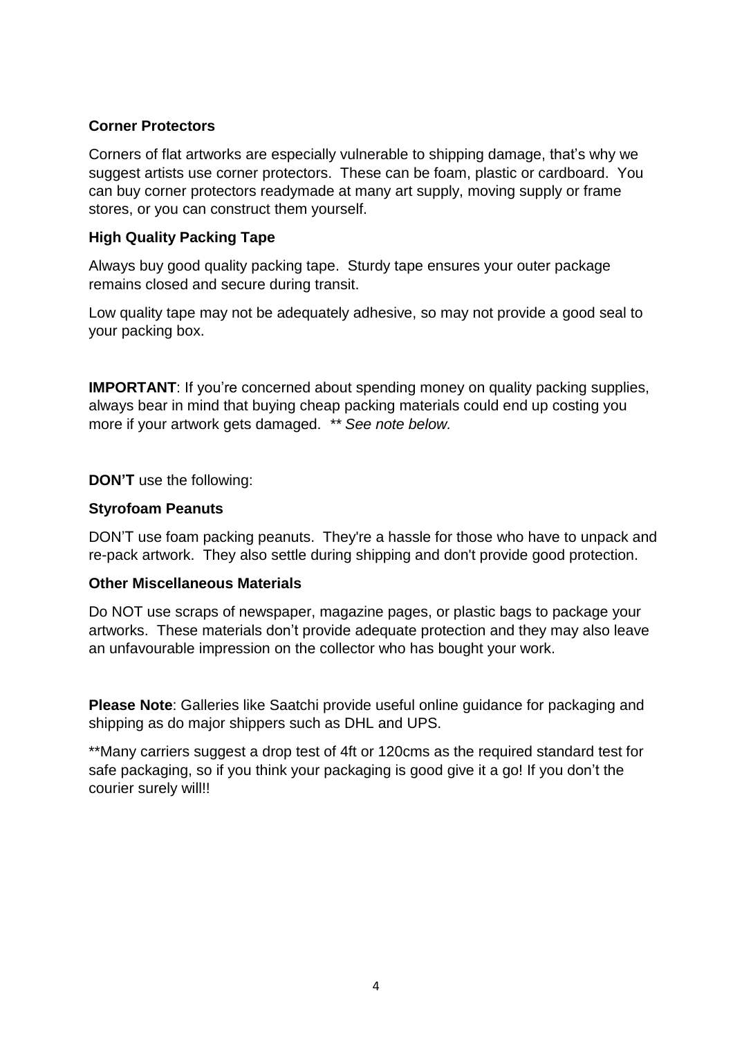**Corner Protectors**

Corners of flat artworks are especially vulnerable to shipping damage, that's why we suggest artists use corner protectors. These can be foam, plastic or cardboard. You can buy corner protectors readymade at many art supply, moving supply or frame stores, or you can construct them yourself.

**High Quality Packing Tape**

Always buy good quality packing tape. Sturdy tape ensures your outer package remains closed and secure during transit.

Low quality tape may not be adequately adhesive, so may not provide a good seal to your packing box.

**IMPORTANT**: If you're concerned about spending money on quality packing supplies, always bear in mind that buying cheap packing materials could end up costing you more if your artwork gets damaged. *\*\* See note below.*

**DON'T** use the following:

**Styrofoam Peanuts**

DON'T use foam packing peanuts. They're a hassle for those who have to unpack and re-pack artwork. They also settle during shipping and don't provide good protection.

**Other Miscellaneous Materials**

Do NOT use scraps of newspaper, magazine pages, or plastic bags to package your artworks. These materials don't provide adequate protection and they may also leave an unfavourable impression on the collector who has bought your work.

**Please Note**: Galleries like Saatchi provide useful online guidance for packaging and shipping as do major shippers such as DHL and UPS.

\*\*Many carriers suggest a drop test of 4ft or 120cms as the required standard test for safe packaging, so if you think your packaging is good give it a go! If you don't the courier surely will!!